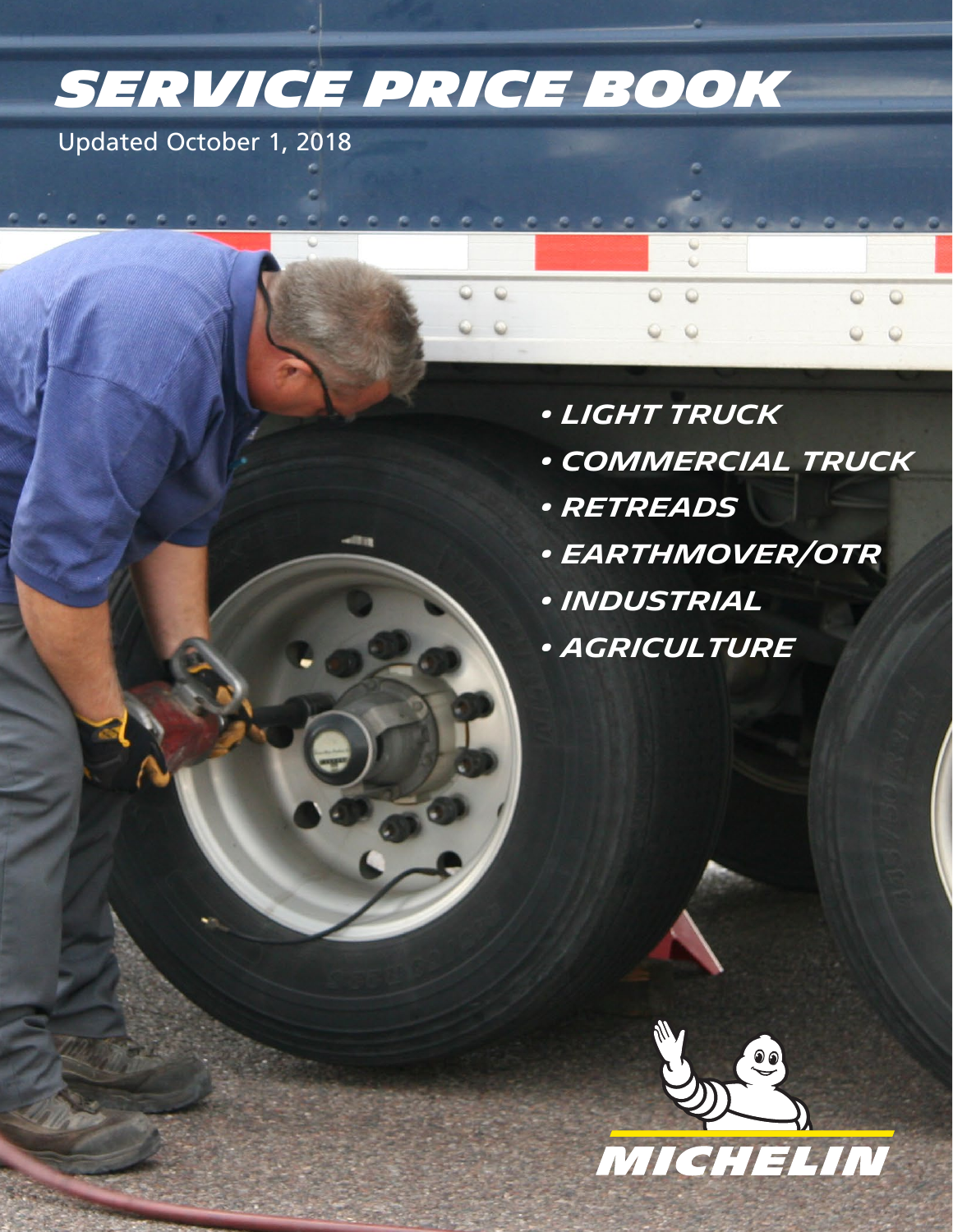# SERVICE PRICE BOOK

Updated October 1, 2018

- LIGHT TRUCK
- COMMERCIAL TRUCK
- RETREADS
- EARTHMOVER/OTR
- INDUSTRIAL
- AGRICULTURE

MICHELIN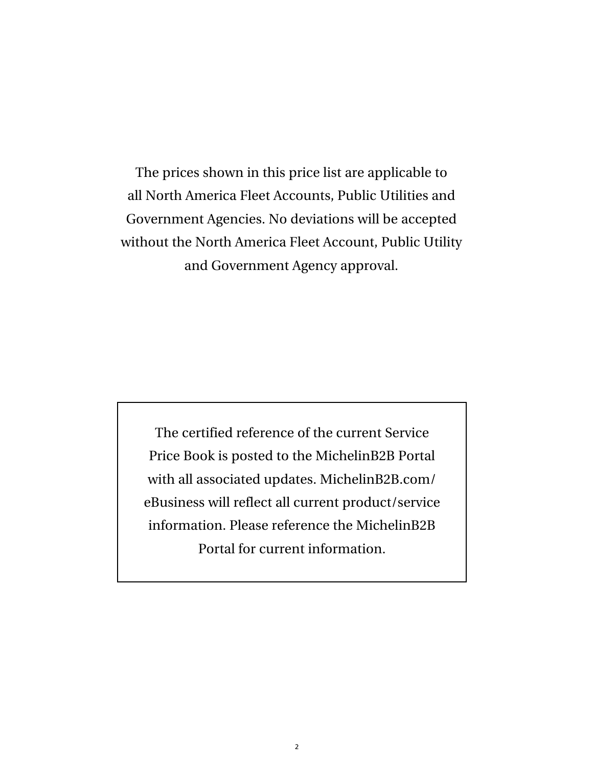The prices shown in this price list are applicable to all North America Fleet Accounts, Public Utilities and Government Agencies. No deviations will be accepted without the North America Fleet Account, Public Utility and Government Agency approval.

The certified reference of the current Service Price Book is posted to the MichelinB2B Portal with all associated updates. MichelinB2B.com/eBusiness will reflect all current product/service information. Please reference the MichelinB2B Portal for current information.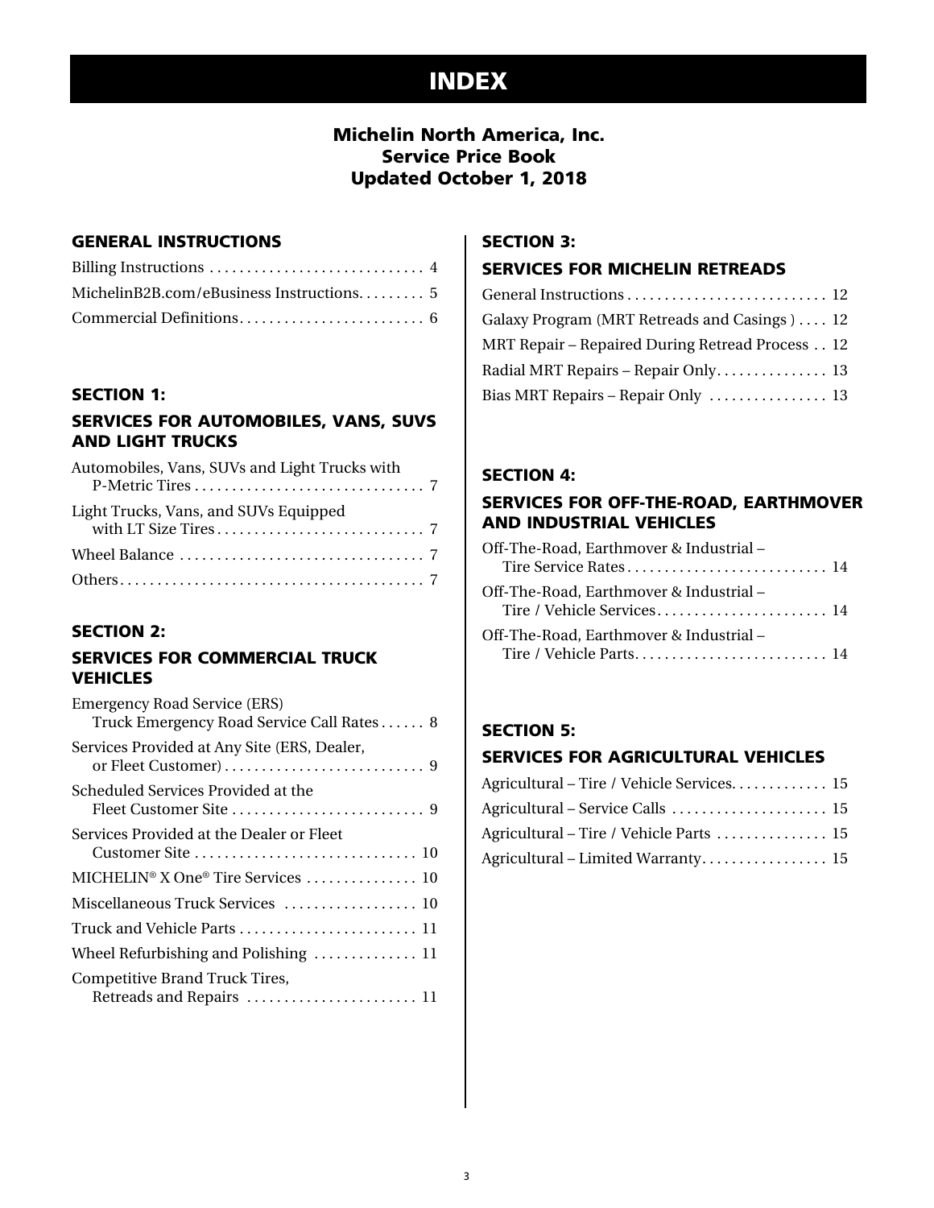# INDEX

**Michelin North America, Inc.**
**Service Price Book**
**Updated October 1, 2018**

## GENERAL INSTRUCTIONS

Billing Instructions . . . . . . . . . . . . . . . . . . . . . . . . . . . . . 4

MichelinB2B.com/eBusiness Instructions. . . . . . . . . 5

Commercial Definitions. . . . . . . . . . . . . . . . . . . . . . . . . 6

## SECTION 1:

## SERVICES FOR AUTOMOBILES, VANS, SUVS AND LIGHT TRUCKS

Automobiles, Vans, SUVs and Light Trucks with P-Metric Tires . . . . . . . . . . . . . . . . . . . . . . . . . . . . . . . 7

Light Trucks, Vans, and SUVs Equipped with LT Size Tires . . . . . . . . . . . . . . . . . . . . . . . . . . . . 7

Wheel Balance . . . . . . . . . . . . . . . . . . . . . . . . . . . . . . . . 7

Others. . . . . . . . . . . . . . . . . . . . . . . . . . . . . . . . . . . . . . . . 7

## SECTION 2:

## SERVICES FOR COMMERCIAL TRUCK VEHICLES

Emergency Road Service (ERS) Truck Emergency Road Service Call Rates . . . . . . 8

Services Provided at Any Site (ERS, Dealer, or Fleet Customer) . . . . . . . . . . . . . . . . . . . . . . . . . . . 9

Scheduled Services Provided at the Fleet Customer Site . . . . . . . . . . . . . . . . . . . . . . . . . . 9

Services Provided at the Dealer or Fleet Customer Site . . . . . . . . . . . . . . . . . . . . . . . . . . . . . 10

MICHELIN® X One® Tire Services . . . . . . . . . . . . . . . 10

Miscellaneous Truck Services . . . . . . . . . . . . . . . . . . 10

Truck and Vehicle Parts . . . . . . . . . . . . . . . . . . . . . . . . 11

Wheel Refurbishing and Polishing . . . . . . . . . . . . . . 11

Competitive Brand Truck Tires, Retreads and Repairs . . . . . . . . . . . . . . . . . . . . . . . 11

## SECTION 3:

## SERVICES FOR MICHELIN RETREADS

General Instructions . . . . . . . . . . . . . . . . . . . . . . . . . . . 12

Galaxy Program (MRT Retreads and Casings ) . . . . 12

MRT Repair – Repaired During Retread Process . . 12

Radial MRT Repairs – Repair Only. . . . . . . . . . . . . . . 13

Bias MRT Repairs – Repair Only . . . . . . . . . . . . . . . . 13

## SECTION 4:

## SERVICES FOR OFF-THE-ROAD, EARTHMOVER AND INDUSTRIAL VEHICLES

Off-The-Road, Earthmover & Industrial – Tire Service Rates . . . . . . . . . . . . . . . . . . . . . . . . . . . 14

Off-The-Road, Earthmover & Industrial – Tire / Vehicle Services. . . . . . . . . . . . . . . . . . . . . . . 14

Off-The-Road, Earthmover & Industrial – Tire / Vehicle Parts. . . . . . . . . . . . . . . . . . . . . . . . . . 14

## SECTION 5:

## SERVICES FOR AGRICULTURAL VEHICLES

Agricultural – Tire / Vehicle Services. . . . . . . . . . . . . 15

Agricultural – Service Calls . . . . . . . . . . . . . . . . . . . . . 15

Agricultural – Tire / Vehicle Parts . . . . . . . . . . . . . . . 15

Agricultural – Limited Warranty. . . . . . . . . . . . . . . . . 15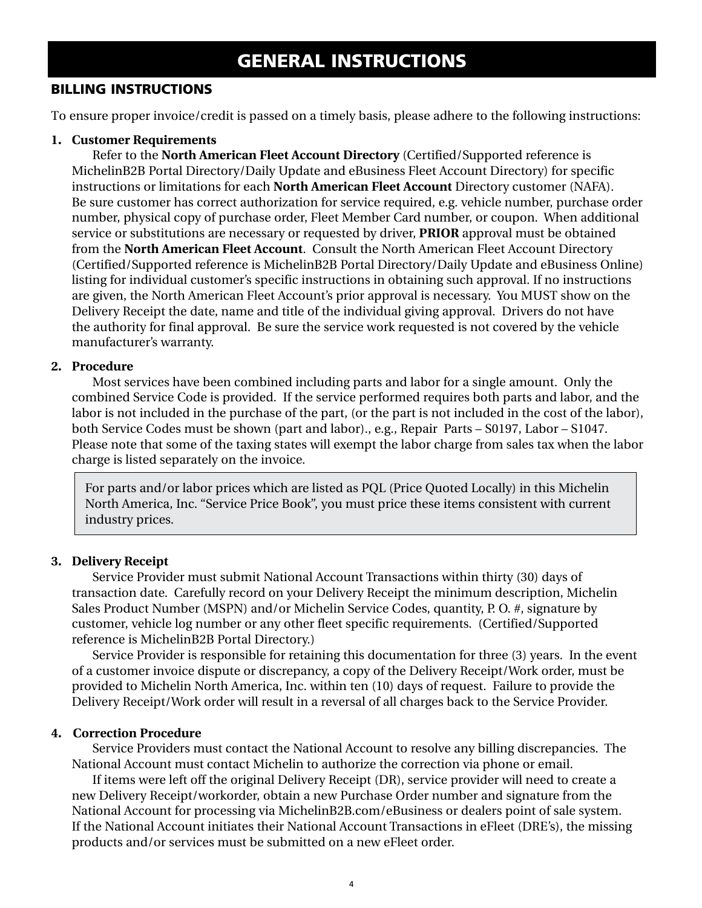# GENERAL INSTRUCTIONS

## BILLING INSTRUCTIONS

To ensure proper invoice/credit is passed on a timely basis, please adhere to the following instructions:

1. **Customer Requirements**

   Refer to the **North American Fleet Account Directory** (Certified/Supported reference is MichelinB2B Portal Directory/Daily Update and eBusiness Fleet Account Directory) for specific instructions or limitations for each **North American Fleet Account** Directory customer (NAFA). Be sure customer has correct authorization for service required, e.g. vehicle number, purchase order number, physical copy of purchase order, Fleet Member Card number, or coupon. When additional service or substitutions are necessary or requested by driver, **PRIOR** approval must be obtained from the **North American Fleet Account**. Consult the North American Fleet Account Directory (Certified/Supported reference is MichelinB2B Portal Directory/Daily Update and eBusiness Online) listing for individual customer's specific instructions in obtaining such approval. If no instructions are given, the North American Fleet Account's prior approval is necessary. You MUST show on the Delivery Receipt the date, name and title of the individual giving approval. Drivers do not have the authority for final approval. Be sure the service work requested is not covered by the vehicle manufacturer's warranty.

2. **Procedure**

   Most services have been combined including parts and labor for a single amount. Only the combined Service Code is provided. If the service performed requires both parts and labor, and the labor is not included in the purchase of the part, (or the part is not included in the cost of the labor), both Service Codes must be shown (part and labor)., e.g., Repair Parts – S0197, Labor – S1047. Please note that some of the taxing states will exempt the labor charge from sales tax when the labor charge is listed separately on the invoice.

   > For parts and/or labor prices which are listed as PQL (Price Quoted Locally) in this Michelin North America, Inc. "Service Price Book", you must price these items consistent with current industry prices.

3. **Delivery Receipt**

   Service Provider must submit National Account Transactions within thirty (30) days of transaction date. Carefully record on your Delivery Receipt the minimum description, Michelin Sales Product Number (MSPN) and/or Michelin Service Codes, quantity, P. O. #, signature by customer, vehicle log number or any other fleet specific requirements. (Certified/Supported reference is MichelinB2B Portal Directory.)

   Service Provider is responsible for retaining this documentation for three (3) years. In the event of a customer invoice dispute or discrepancy, a copy of the Delivery Receipt/Work order, must be provided to Michelin North America, Inc. within ten (10) days of request. Failure to provide the Delivery Receipt/Work order will result in a reversal of all charges back to the Service Provider.

4. **Correction Procedure**

   Service Providers must contact the National Account to resolve any billing discrepancies. The National Account must contact Michelin to authorize the correction via phone or email.

   If items were left off the original Delivery Receipt (DR), service provider will need to create a new Delivery Receipt/workorder, obtain a new Purchase Order number and signature from the National Account for processing via MichelinB2B.com/eBusiness or dealers point of sale system. If the National Account initiates their National Account Transactions in eFleet (DRE's), the missing products and/or services must be submitted on a new eFleet order.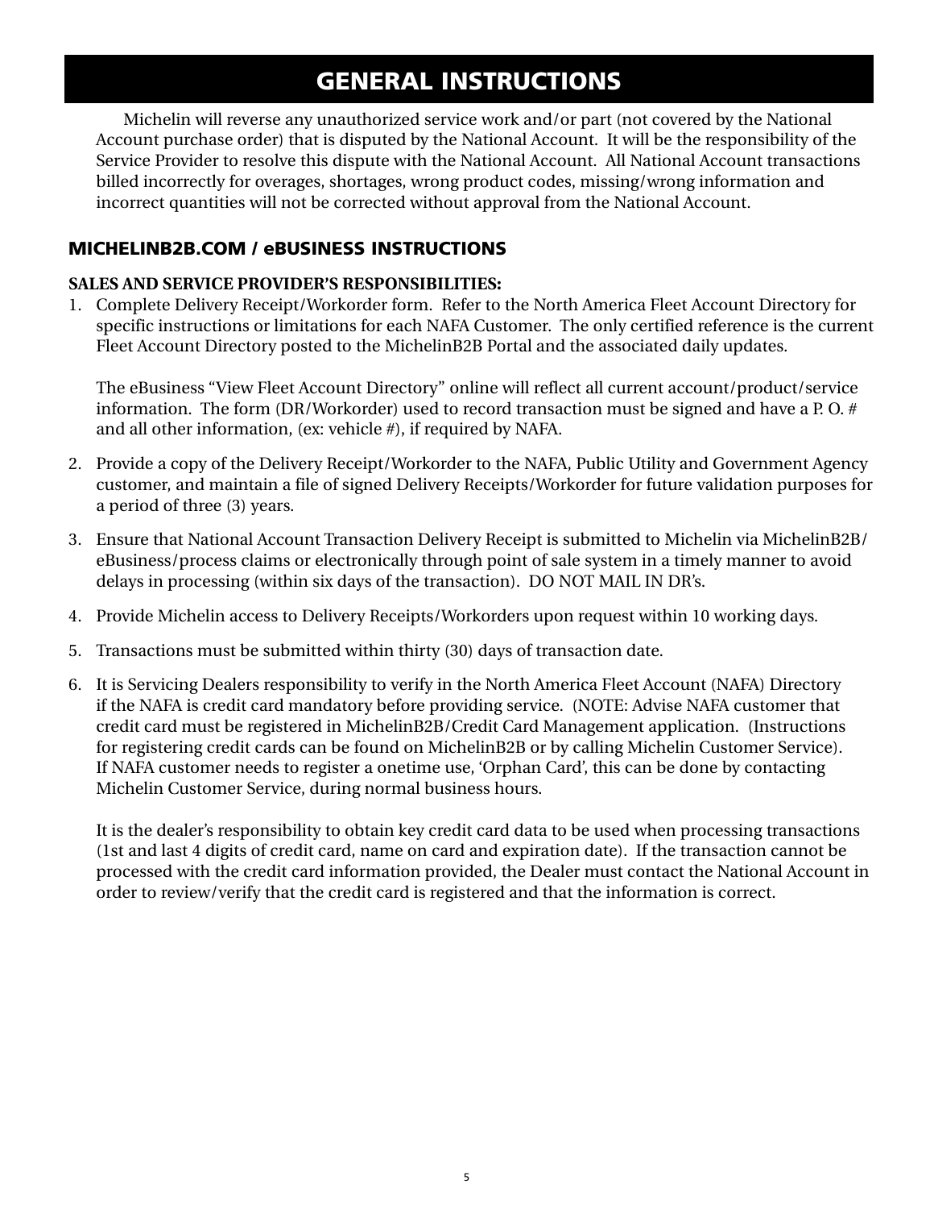# GENERAL INSTRUCTIONS

Michelin will reverse any unauthorized service work and/or part (not covered by the National Account purchase order) that is disputed by the National Account. It will be the responsibility of the Service Provider to resolve this dispute with the National Account. All National Account transactions billed incorrectly for overages, shortages, wrong product codes, missing/wrong information and incorrect quantities will not be corrected without approval from the National Account.

## MICHELINB2B.COM / eBUSINESS INSTRUCTIONS

**SALES AND SERVICE PROVIDER'S RESPONSIBILITIES:**

1. Complete Delivery Receipt/Workorder form. Refer to the North America Fleet Account Directory for specific instructions or limitations for each NAFA Customer. The only certified reference is the current Fleet Account Directory posted to the MichelinB2B Portal and the associated daily updates.

   The eBusiness "View Fleet Account Directory" online will reflect all current account/product/service information. The form (DR/Workorder) used to record transaction must be signed and have a P. O. # and all other information, (ex: vehicle #), if required by NAFA.

2. Provide a copy of the Delivery Receipt/Workorder to the NAFA, Public Utility and Government Agency customer, and maintain a file of signed Delivery Receipts/Workorder for future validation purposes for a period of three (3) years.

3. Ensure that National Account Transaction Delivery Receipt is submitted to Michelin via MichelinB2B/eBusiness/process claims or electronically through point of sale system in a timely manner to avoid delays in processing (within six days of the transaction). DO NOT MAIL IN DR's.

4. Provide Michelin access to Delivery Receipts/Workorders upon request within 10 working days.

5. Transactions must be submitted within thirty (30) days of transaction date.

6. It is Servicing Dealers responsibility to verify in the North America Fleet Account (NAFA) Directory if the NAFA is credit card mandatory before providing service. (NOTE: Advise NAFA customer that credit card must be registered in MichelinB2B/Credit Card Management application. (Instructions for registering credit cards can be found on MichelinB2B or by calling Michelin Customer Service). If NAFA customer needs to register a onetime use, 'Orphan Card', this can be done by contacting Michelin Customer Service, during normal business hours.

   It is the dealer's responsibility to obtain key credit card data to be used when processing transactions (1st and last 4 digits of credit card, name on card and expiration date). If the transaction cannot be processed with the credit card information provided, the Dealer must contact the National Account in order to review/verify that the credit card is registered and that the information is correct.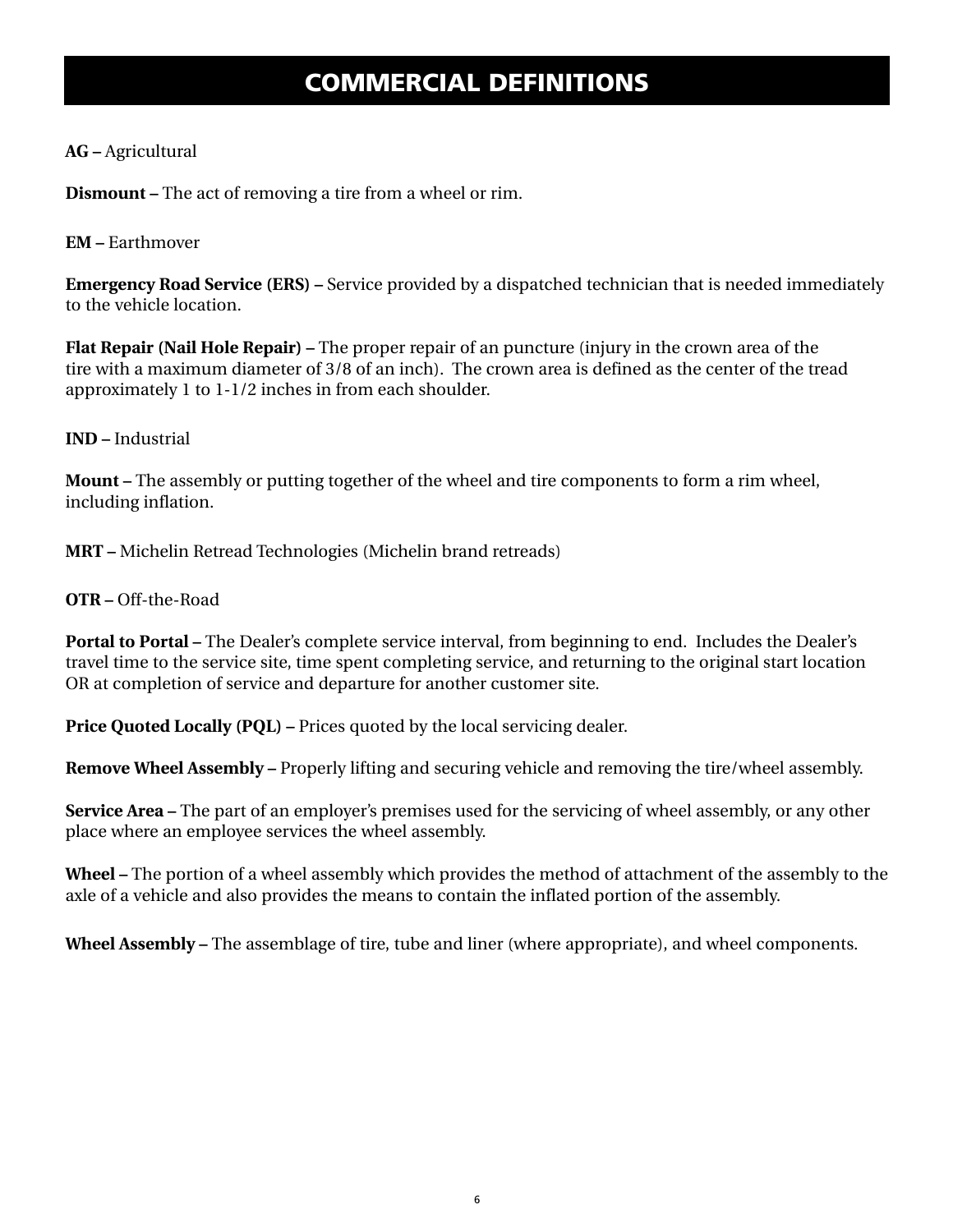# COMMERCIAL DEFINITIONS

**AG –** Agricultural

**Dismount –** The act of removing a tire from a wheel or rim.

**EM –** Earthmover

**Emergency Road Service (ERS) –** Service provided by a dispatched technician that is needed immediately to the vehicle location.

**Flat Repair (Nail Hole Repair) –** The proper repair of an puncture (injury in the crown area of the tire with a maximum diameter of 3/8 of an inch). The crown area is defined as the center of the tread approximately 1 to 1-1/2 inches in from each shoulder.

**IND –** Industrial

**Mount –** The assembly or putting together of the wheel and tire components to form a rim wheel, including inflation.

**MRT –** Michelin Retread Technologies (Michelin brand retreads)

**OTR –** Off-the-Road

**Portal to Portal –** The Dealer's complete service interval, from beginning to end. Includes the Dealer's travel time to the service site, time spent completing service, and returning to the original start location OR at completion of service and departure for another customer site.

**Price Quoted Locally (PQL) –** Prices quoted by the local servicing dealer.

**Remove Wheel Assembly –** Properly lifting and securing vehicle and removing the tire/wheel assembly.

**Service Area –** The part of an employer's premises used for the servicing of wheel assembly, or any other place where an employee services the wheel assembly.

**Wheel –** The portion of a wheel assembly which provides the method of attachment of the assembly to the axle of a vehicle and also provides the means to contain the inflated portion of the assembly.

**Wheel Assembly –** The assemblage of tire, tube and liner (where appropriate), and wheel components.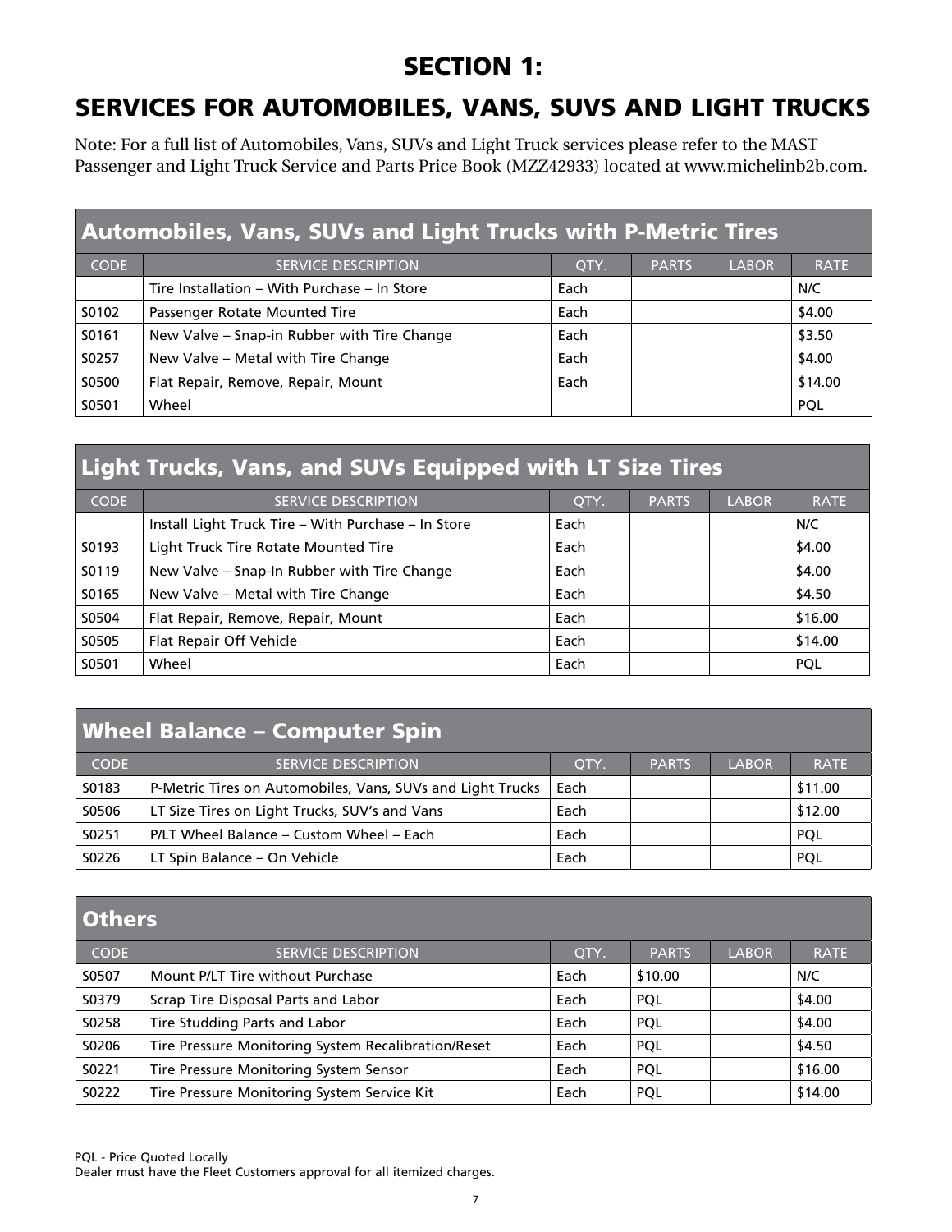# SECTION 1:

# SERVICES FOR AUTOMOBILES, VANS, SUVS AND LIGHT TRUCKS

Note: For a full list of Automobiles, Vans, SUVs and Light Truck services please refer to the MAST Passenger and Light Truck Service and Parts Price Book (MZZ42933) located at www.michelinb2b.com.

## Automobiles, Vans, SUVs and Light Trucks with P-Metric Tires

| CODE | SERVICE DESCRIPTION | QTY. | PARTS | LABOR | RATE |
|---|---|---|---|---|---|
| | Tire Installation – With Purchase – In Store | Each | | | N/C |
| S0102 | Passenger Rotate Mounted Tire | Each | | | $4.00 |
| S0161 | New Valve – Snap-in Rubber with Tire Change | Each | | | $3.50 |
| S0257 | New Valve – Metal with Tire Change | Each | | | $4.00 |
| S0500 | Flat Repair, Remove, Repair, Mount | Each | | | $14.00 |
| S0501 | Wheel | | | | PQL |

## Light Trucks, Vans, and SUVs Equipped with LT Size Tires

| CODE | SERVICE DESCRIPTION | QTY. | PARTS | LABOR | RATE |
|---|---|---|---|---|---|
| | Install Light Truck Tire – With Purchase – In Store | Each | | | N/C |
| S0193 | Light Truck Tire Rotate Mounted Tire | Each | | | $4.00 |
| S0119 | New Valve – Snap-In Rubber with Tire Change | Each | | | $4.00 |
| S0165 | New Valve – Metal with Tire Change | Each | | | $4.50 |
| S0504 | Flat Repair, Remove, Repair, Mount | Each | | | $16.00 |
| S0505 | Flat Repair Off Vehicle | Each | | | $14.00 |
| S0501 | Wheel | Each | | | PQL |

## Wheel Balance – Computer Spin

| CODE | SERVICE DESCRIPTION | QTY. | PARTS | LABOR | RATE |
|---|---|---|---|---|---|
| S0183 | P-Metric Tires on Automobiles, Vans, SUVs and Light Trucks | Each | | | $11.00 |
| S0506 | LT Size Tires on Light Trucks, SUV's and Vans | Each | | | $12.00 |
| S0251 | P/LT Wheel Balance – Custom Wheel – Each | Each | | | PQL |
| S0226 | LT Spin Balance – On Vehicle | Each | | | PQL |

## Others

| CODE | SERVICE DESCRIPTION | QTY. | PARTS | LABOR | RATE |
|---|---|---|---|---|---|
| S0507 | Mount P/LT Tire without Purchase | Each | $10.00 | | N/C |
| S0379 | Scrap Tire Disposal Parts and Labor | Each | PQL | | $4.00 |
| S0258 | Tire Studding Parts and Labor | Each | PQL | | $4.00 |
| S0206 | Tire Pressure Monitoring System Recalibration/Reset | Each | PQL | | $4.50 |
| S0221 | Tire Pressure Monitoring System Sensor | Each | PQL | | $16.00 |
| S0222 | Tire Pressure Monitoring System Service Kit | Each | PQL | | $14.00 |

PQL - Price Quoted Locally
Dealer must have the Fleet Customers approval for all itemized charges.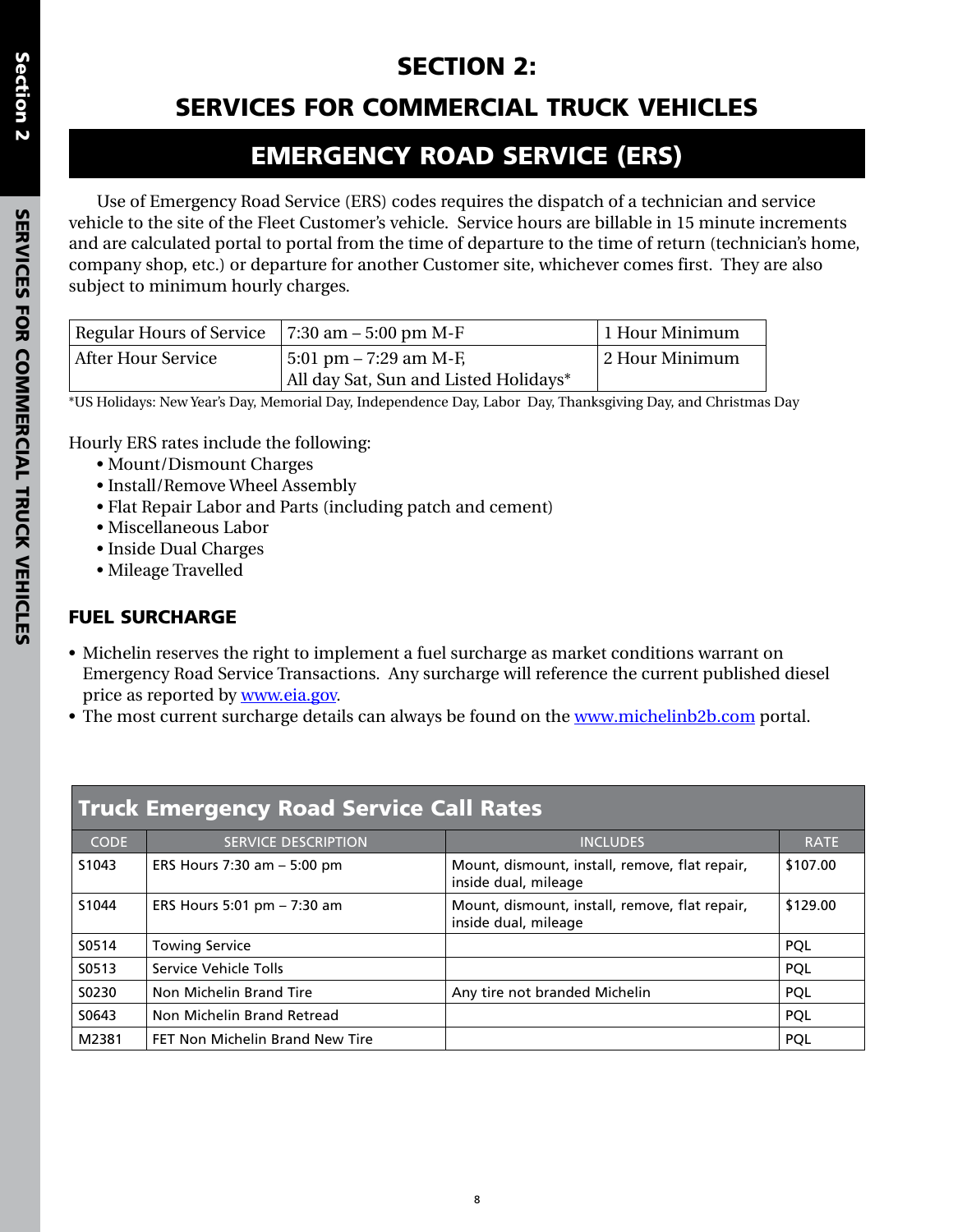# SECTION 2:

# SERVICES FOR COMMERCIAL TRUCK VEHICLES

## EMERGENCY ROAD SERVICE (ERS)

Use of Emergency Road Service (ERS) codes requires the dispatch of a technician and service vehicle to the site of the Fleet Customer's vehicle. Service hours are billable in 15 minute increments and are calculated portal to portal from the time of departure to the time of return (technician's home, company shop, etc.) or departure for another Customer site, whichever comes first. They are also subject to minimum hourly charges.

| Regular Hours of Service | 7:30 am – 5:00 pm M-F | 1 Hour Minimum |
|---|---|---|
| After Hour Service | 5:01 pm – 7:29 am M-F, All day Sat, Sun and Listed Holidays* | 2 Hour Minimum |

*US Holidays: New Year's Day, Memorial Day, Independence Day, Labor Day, Thanksgiving Day, and Christmas Day

Hourly ERS rates include the following:

- Mount/Dismount Charges
- Install/Remove Wheel Assembly
- Flat Repair Labor and Parts (including patch and cement)
- Miscellaneous Labor
- Inside Dual Charges
- Mileage Travelled

### FUEL SURCHARGE

- Michelin reserves the right to implement a fuel surcharge as market conditions warrant on Emergency Road Service Transactions. Any surcharge will reference the current published diesel price as reported by www.eia.gov.
- The most current surcharge details can always be found on the www.michelinb2b.com portal.

**Truck Emergency Road Service Call Rates**

| CODE | SERVICE DESCRIPTION | INCLUDES | RATE |
|---|---|---|---|
| S1043 | ERS Hours 7:30 am – 5:00 pm | Mount, dismount, install, remove, flat repair, inside dual, mileage | $107.00 |
| S1044 | ERS Hours 5:01 pm – 7:30 am | Mount, dismount, install, remove, flat repair, inside dual, mileage | $129.00 |
| S0514 | Towing Service | | PQL |
| S0513 | Service Vehicle Tolls | | PQL |
| S0230 | Non Michelin Brand Tire | Any tire not branded Michelin | PQL |
| S0643 | Non Michelin Brand Retread | | PQL |
| M2381 | FET Non Michelin Brand New Tire | | PQL |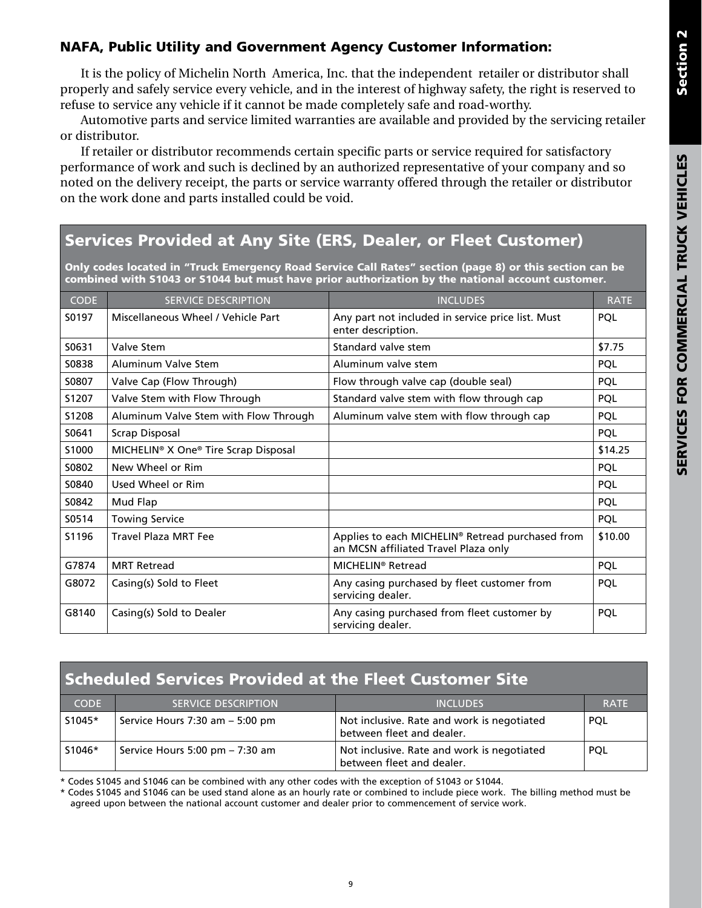## NAFA, Public Utility and Government Agency Customer Information:

It is the policy of Michelin North America, Inc. that the independent retailer or distributor shall properly and safely service every vehicle, and in the interest of highway safety, the right is reserved to refuse to service any vehicle if it cannot be made completely safe and road-worthy.

Automotive parts and service limited warranties are available and provided by the servicing retailer or distributor.

If retailer or distributor recommends certain specific parts or service required for satisfactory performance of work and such is declined by an authorized representative of your company and so noted on the delivery receipt, the parts or service warranty offered through the retailer or distributor on the work done and parts installed could be void.

## Services Provided at Any Site (ERS, Dealer, or Fleet Customer)

**Only codes located in "Truck Emergency Road Service Call Rates" section (page 8) or this section can be combined with S1043 or S1044 but must have prior authorization by the national account customer.**

| CODE | SERVICE DESCRIPTION | INCLUDES | RATE |
|---|---|---|---|
| S0197 | Miscellaneous Wheel / Vehicle Part | Any part not included in service price list. Must enter description. | PQL |
| S0631 | Valve Stem | Standard valve stem | $7.75 |
| S0838 | Aluminum Valve Stem | Aluminum valve stem | PQL |
| S0807 | Valve Cap (Flow Through) | Flow through valve cap (double seal) | PQL |
| S1207 | Valve Stem with Flow Through | Standard valve stem with flow through cap | PQL |
| S1208 | Aluminum Valve Stem with Flow Through | Aluminum valve stem with flow through cap | PQL |
| S0641 | Scrap Disposal | | PQL |
| S1000 | MICHELIN® X One® Tire Scrap Disposal | | $14.25 |
| S0802 | New Wheel or Rim | | PQL |
| S0840 | Used Wheel or Rim | | PQL |
| S0842 | Mud Flap | | PQL |
| S0514 | Towing Service | | PQL |
| S1196 | Travel Plaza MRT Fee | Applies to each MICHELIN® Retread purchased from an MCSN affiliated Travel Plaza only | $10.00 |
| G7874 | MRT Retread | MICHELIN® Retread | PQL |
| G8072 | Casing(s) Sold to Fleet | Any casing purchased by fleet customer from servicing dealer. | PQL |
| G8140 | Casing(s) Sold to Dealer | Any casing purchased from fleet customer by servicing dealer. | PQL |

## Scheduled Services Provided at the Fleet Customer Site

| CODE | SERVICE DESCRIPTION | INCLUDES | RATE |
|---|---|---|---|
| S1045* | Service Hours 7:30 am – 5:00 pm | Not inclusive. Rate and work is negotiated between fleet and dealer. | PQL |
| S1046* | Service Hours 5:00 pm – 7:30 am | Not inclusive. Rate and work is negotiated between fleet and dealer. | PQL |

* Codes S1045 and S1046 can be combined with any other codes with the exception of S1043 or S1044.
* Codes S1045 and S1046 can be used stand alone as an hourly rate or combined to include piece work. The billing method must be agreed upon between the national account customer and dealer prior to commencement of service work.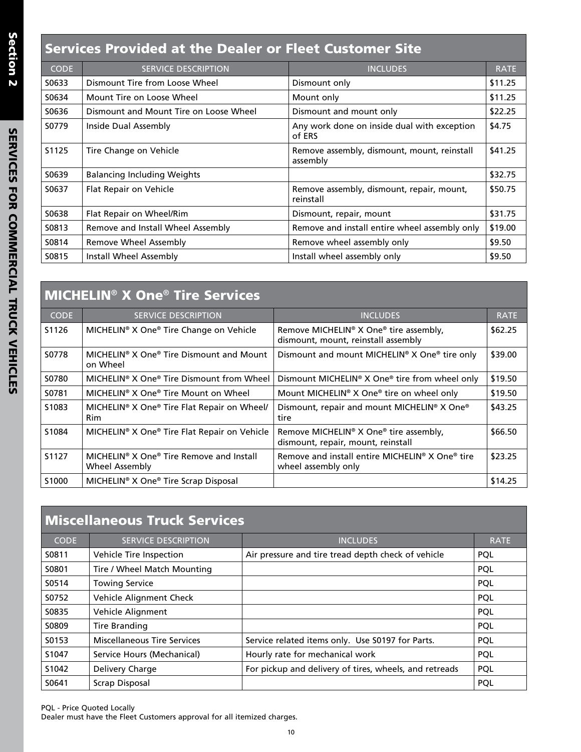## Services Provided at the Dealer or Fleet Customer Site

| CODE | SERVICE DESCRIPTION | INCLUDES | RATE |
|---|---|---|---|
| S0633 | Dismount Tire from Loose Wheel | Dismount only | $11.25 |
| S0634 | Mount Tire on Loose Wheel | Mount only | $11.25 |
| S0636 | Dismount and Mount Tire on Loose Wheel | Dismount and mount only | $22.25 |
| S0779 | Inside Dual Assembly | Any work done on inside dual with exception of ERS | $4.75 |
| S1125 | Tire Change on Vehicle | Remove assembly, dismount, mount, reinstall assembly | $41.25 |
| S0639 | Balancing Including Weights | | $32.75 |
| S0637 | Flat Repair on Vehicle | Remove assembly, dismount, repair, mount, reinstall | $50.75 |
| S0638 | Flat Repair on Wheel/Rim | Dismount, repair, mount | $31.75 |
| S0813 | Remove and Install Wheel Assembly | Remove and install entire wheel assembly only | $19.00 |
| S0814 | Remove Wheel Assembly | Remove wheel assembly only | $9.50 |
| S0815 | Install Wheel Assembly | Install wheel assembly only | $9.50 |

## MICHELIN® X One® Tire Services

| CODE | SERVICE DESCRIPTION | INCLUDES | RATE |
|---|---|---|---|
| S1126 | MICHELIN® X One® Tire Change on Vehicle | Remove MICHELIN® X One® tire assembly, dismount, mount, reinstall assembly | $62.25 |
| S0778 | MICHELIN® X One® Tire Dismount and Mount on Wheel | Dismount and mount MICHELIN® X One® tire only | $39.00 |
| S0780 | MICHELIN® X One® Tire Dismount from Wheel | Dismount MICHELIN® X One® tire from wheel only | $19.50 |
| S0781 | MICHELIN® X One® Tire Mount on Wheel | Mount MICHELIN® X One® tire on wheel only | $19.50 |
| S1083 | MICHELIN® X One® Tire Flat Repair on Wheel/Rim | Dismount, repair and mount MICHELIN® X One® tire | $43.25 |
| S1084 | MICHELIN® X One® Tire Flat Repair on Vehicle | Remove MICHELIN® X One® tire assembly, dismount, repair, mount, reinstall | $66.50 |
| S1127 | MICHELIN® X One® Tire Remove and Install Wheel Assembly | Remove and install entire MICHELIN® X One® tire wheel assembly only | $23.25 |
| S1000 | MICHELIN® X One® Tire Scrap Disposal | | $14.25 |

## Miscellaneous Truck Services

| CODE | SERVICE DESCRIPTION | INCLUDES | RATE |
|---|---|---|---|
| S0811 | Vehicle Tire Inspection | Air pressure and tire tread depth check of vehicle | PQL |
| S0801 | Tire / Wheel Match Mounting | | PQL |
| S0514 | Towing Service | | PQL |
| S0752 | Vehicle Alignment Check | | PQL |
| S0835 | Vehicle Alignment | | PQL |
| S0809 | Tire Branding | | PQL |
| S0153 | Miscellaneous Tire Services | Service related items only. Use S0197 for Parts. | PQL |
| S1047 | Service Hours (Mechanical) | Hourly rate for mechanical work | PQL |
| S1042 | Delivery Charge | For pickup and delivery of tires, wheels, and retreads | PQL |
| S0641 | Scrap Disposal | | PQL |

PQL - Price Quoted Locally
Dealer must have the Fleet Customers approval for all itemized charges.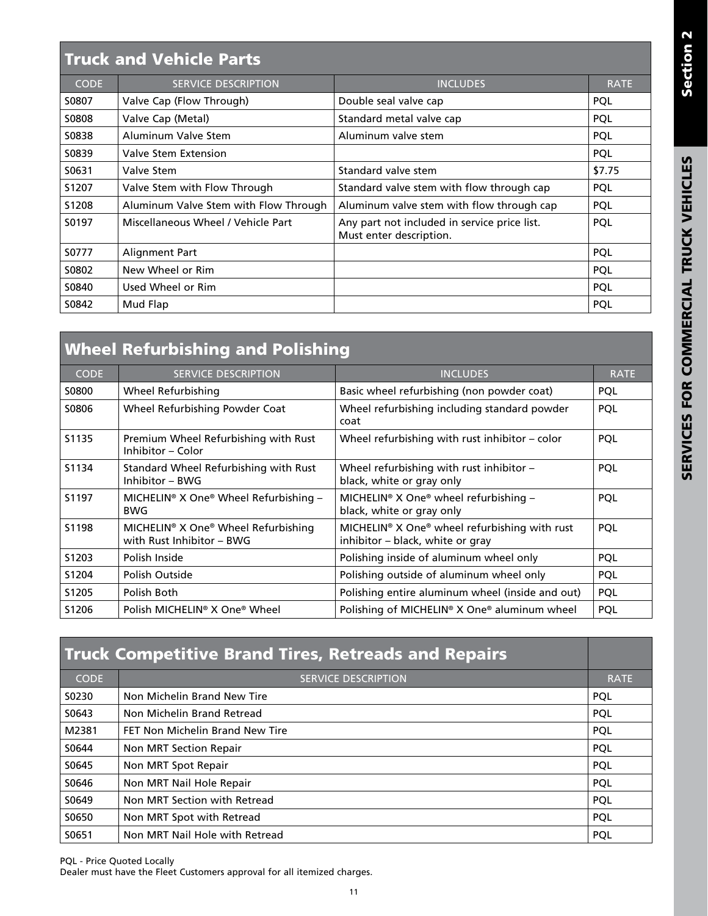## Truck and Vehicle Parts

| CODE | SERVICE DESCRIPTION | INCLUDES | RATE |
|---|---|---|---|
| S0807 | Valve Cap (Flow Through) | Double seal valve cap | PQL |
| S0808 | Valve Cap (Metal) | Standard metal valve cap | PQL |
| S0838 | Aluminum Valve Stem | Aluminum valve stem | PQL |
| S0839 | Valve Stem Extension | | PQL |
| S0631 | Valve Stem | Standard valve stem | $7.75 |
| S1207 | Valve Stem with Flow Through | Standard valve stem with flow through cap | PQL |
| S1208 | Aluminum Valve Stem with Flow Through | Aluminum valve stem with flow through cap | PQL |
| S0197 | Miscellaneous Wheel / Vehicle Part | Any part not included in service price list. Must enter description. | PQL |
| S0777 | Alignment Part | | PQL |
| S0802 | New Wheel or Rim | | PQL |
| S0840 | Used Wheel or Rim | | PQL |
| S0842 | Mud Flap | | PQL |

## Wheel Refurbishing and Polishing

| CODE | SERVICE DESCRIPTION | INCLUDES | RATE |
|---|---|---|---|
| S0800 | Wheel Refurbishing | Basic wheel refurbishing (non powder coat) | PQL |
| S0806 | Wheel Refurbishing Powder Coat | Wheel refurbishing including standard powder coat | PQL |
| S1135 | Premium Wheel Refurbishing with Rust Inhibitor – Color | Wheel refurbishing with rust inhibitor – color | PQL |
| S1134 | Standard Wheel Refurbishing with Rust Inhibitor – BWG | Wheel refurbishing with rust inhibitor – black, white or gray only | PQL |
| S1197 | MICHELIN® X One® Wheel Refurbishing – BWG | MICHELIN® X One® wheel refurbishing – black, white or gray only | PQL |
| S1198 | MICHELIN® X One® Wheel Refurbishing with Rust Inhibitor – BWG | MICHELIN® X One® wheel refurbishing with rust inhibitor – black, white or gray | PQL |
| S1203 | Polish Inside | Polishing inside of aluminum wheel only | PQL |
| S1204 | Polish Outside | Polishing outside of aluminum wheel only | PQL |
| S1205 | Polish Both | Polishing entire aluminum wheel (inside and out) | PQL |
| S1206 | Polish MICHELIN® X One® Wheel | Polishing of MICHELIN® X One® aluminum wheel | PQL |

## Truck Competitive Brand Tires, Retreads and Repairs

| CODE | SERVICE DESCRIPTION | RATE |
|---|---|---|
| S0230 | Non Michelin Brand New Tire | PQL |
| S0643 | Non Michelin Brand Retread | PQL |
| M2381 | FET Non Michelin Brand New Tire | PQL |
| S0644 | Non MRT Section Repair | PQL |
| S0645 | Non MRT Spot Repair | PQL |
| S0646 | Non MRT Nail Hole Repair | PQL |
| S0649 | Non MRT Section with Retread | PQL |
| S0650 | Non MRT Spot with Retread | PQL |
| S0651 | Non MRT Nail Hole with Retread | PQL |

PQL - Price Quoted Locally
Dealer must have the Fleet Customers approval for all itemized charges.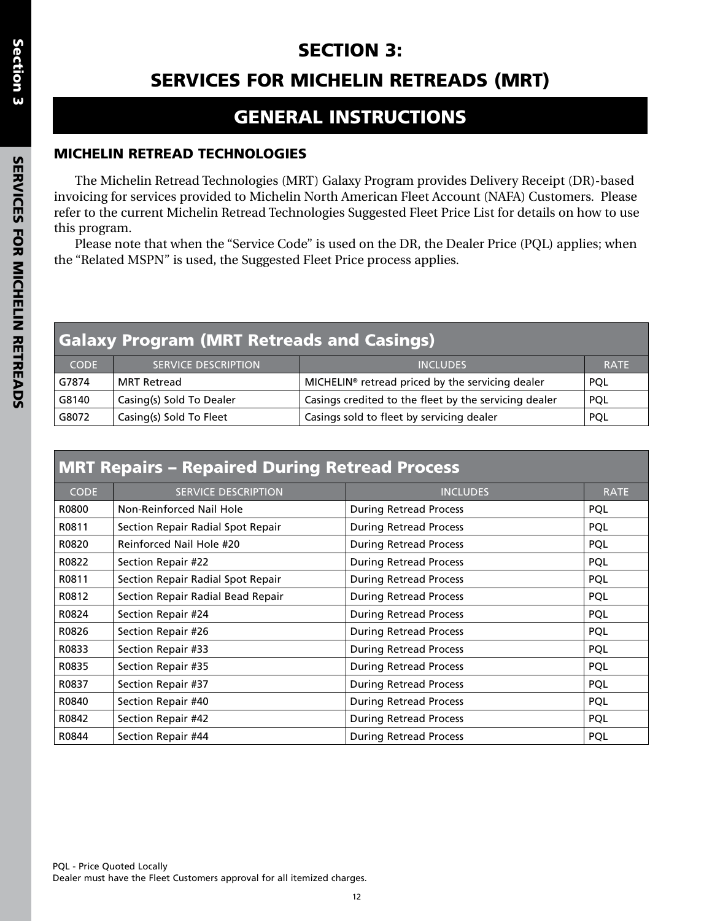# SECTION 3:

# SERVICES FOR MICHELIN RETREADS (MRT)

## GENERAL INSTRUCTIONS

### MICHELIN RETREAD TECHNOLOGIES

The Michelin Retread Technologies (MRT) Galaxy Program provides Delivery Receipt (DR)-based invoicing for services provided to Michelin North American Fleet Account (NAFA) Customers. Please refer to the current Michelin Retread Technologies Suggested Fleet Price List for details on how to use this program.

Please note that when the "Service Code" is used on the DR, the Dealer Price (PQL) applies; when the "Related MSPN" is used, the Suggested Fleet Price process applies.

### Galaxy Program (MRT Retreads and Casings)

| CODE | SERVICE DESCRIPTION | INCLUDES | RATE |
|---|---|---|---|
| G7874 | MRT Retread | MICHELIN® retread priced by the servicing dealer | PQL |
| G8140 | Casing(s) Sold To Dealer | Casings credited to the fleet by the servicing dealer | PQL |
| G8072 | Casing(s) Sold To Fleet | Casings sold to fleet by servicing dealer | PQL |

### MRT Repairs – Repaired During Retread Process

| CODE | SERVICE DESCRIPTION | INCLUDES | RATE |
|---|---|---|---|
| R0800 | Non-Reinforced Nail Hole | During Retread Process | PQL |
| R0811 | Section Repair Radial Spot Repair | During Retread Process | PQL |
| R0820 | Reinforced Nail Hole #20 | During Retread Process | PQL |
| R0822 | Section Repair #22 | During Retread Process | PQL |
| R0811 | Section Repair Radial Spot Repair | During Retread Process | PQL |
| R0812 | Section Repair Radial Bead Repair | During Retread Process | PQL |
| R0824 | Section Repair #24 | During Retread Process | PQL |
| R0826 | Section Repair #26 | During Retread Process | PQL |
| R0833 | Section Repair #33 | During Retread Process | PQL |
| R0835 | Section Repair #35 | During Retread Process | PQL |
| R0837 | Section Repair #37 | During Retread Process | PQL |
| R0840 | Section Repair #40 | During Retread Process | PQL |
| R0842 | Section Repair #42 | During Retread Process | PQL |
| R0844 | Section Repair #44 | During Retread Process | PQL |

PQL - Price Quoted Locally
Dealer must have the Fleet Customers approval for all itemized charges.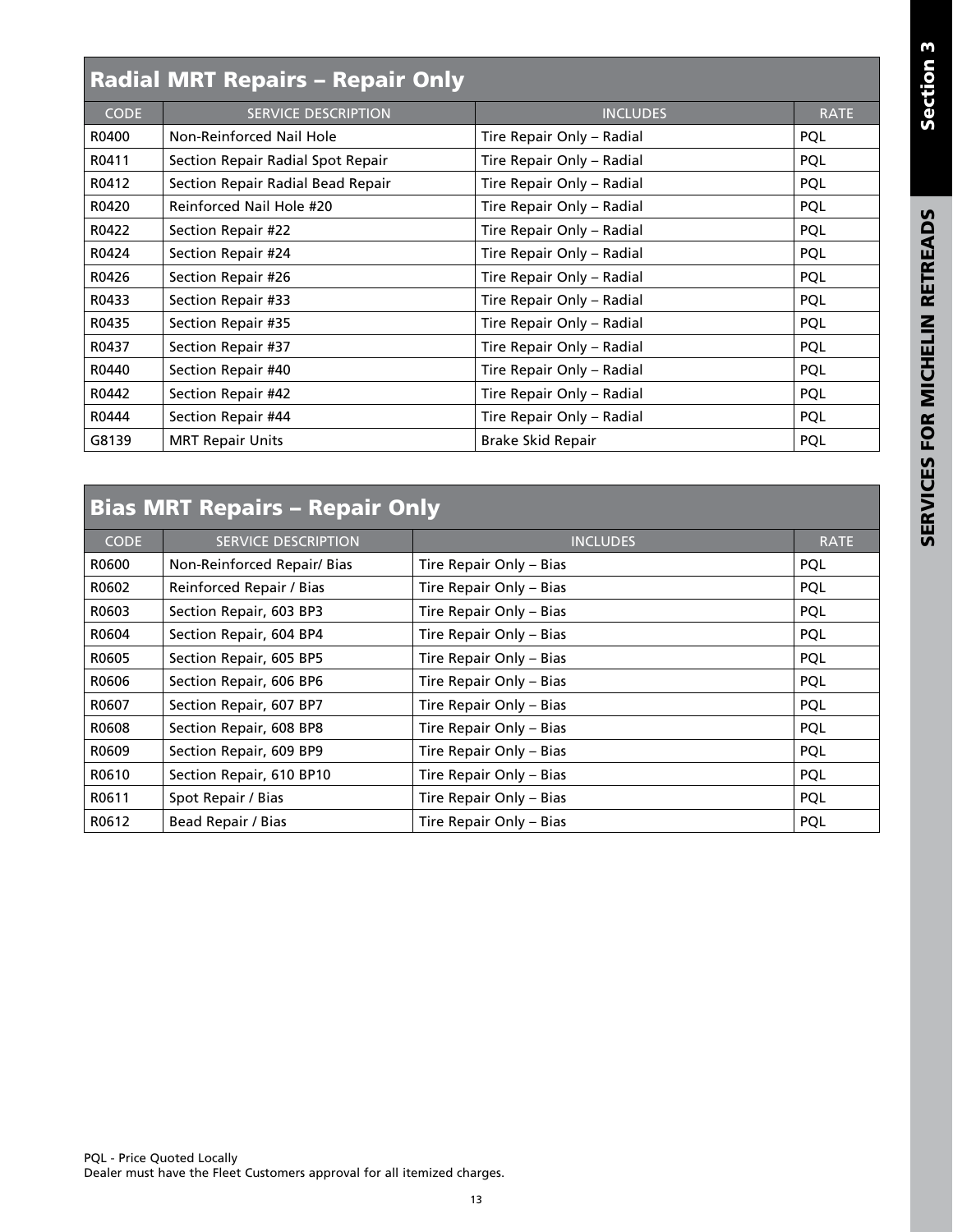## Radial MRT Repairs – Repair Only

| CODE | SERVICE DESCRIPTION | INCLUDES | RATE |
|---|---|---|---|
| R0400 | Non-Reinforced Nail Hole | Tire Repair Only – Radial | PQL |
| R0411 | Section Repair Radial Spot Repair | Tire Repair Only – Radial | PQL |
| R0412 | Section Repair Radial Bead Repair | Tire Repair Only – Radial | PQL |
| R0420 | Reinforced Nail Hole #20 | Tire Repair Only – Radial | PQL |
| R0422 | Section Repair #22 | Tire Repair Only – Radial | PQL |
| R0424 | Section Repair #24 | Tire Repair Only – Radial | PQL |
| R0426 | Section Repair #26 | Tire Repair Only – Radial | PQL |
| R0433 | Section Repair #33 | Tire Repair Only – Radial | PQL |
| R0435 | Section Repair #35 | Tire Repair Only – Radial | PQL |
| R0437 | Section Repair #37 | Tire Repair Only – Radial | PQL |
| R0440 | Section Repair #40 | Tire Repair Only – Radial | PQL |
| R0442 | Section Repair #42 | Tire Repair Only – Radial | PQL |
| R0444 | Section Repair #44 | Tire Repair Only – Radial | PQL |
| G8139 | MRT Repair Units | Brake Skid Repair | PQL |

## Bias MRT Repairs – Repair Only

| CODE | SERVICE DESCRIPTION | INCLUDES | RATE |
|---|---|---|---|
| R0600 | Non-Reinforced Repair/ Bias | Tire Repair Only – Bias | PQL |
| R0602 | Reinforced Repair / Bias | Tire Repair Only – Bias | PQL |
| R0603 | Section Repair, 603 BP3 | Tire Repair Only – Bias | PQL |
| R0604 | Section Repair, 604 BP4 | Tire Repair Only – Bias | PQL |
| R0605 | Section Repair, 605 BP5 | Tire Repair Only – Bias | PQL |
| R0606 | Section Repair, 606 BP6 | Tire Repair Only – Bias | PQL |
| R0607 | Section Repair, 607 BP7 | Tire Repair Only – Bias | PQL |
| R0608 | Section Repair, 608 BP8 | Tire Repair Only – Bias | PQL |
| R0609 | Section Repair, 609 BP9 | Tire Repair Only – Bias | PQL |
| R0610 | Section Repair, 610 BP10 | Tire Repair Only – Bias | PQL |
| R0611 | Spot Repair / Bias | Tire Repair Only – Bias | PQL |
| R0612 | Bead Repair / Bias | Tire Repair Only – Bias | PQL |

PQL - Price Quoted Locally
Dealer must have the Fleet Customers approval for all itemized charges.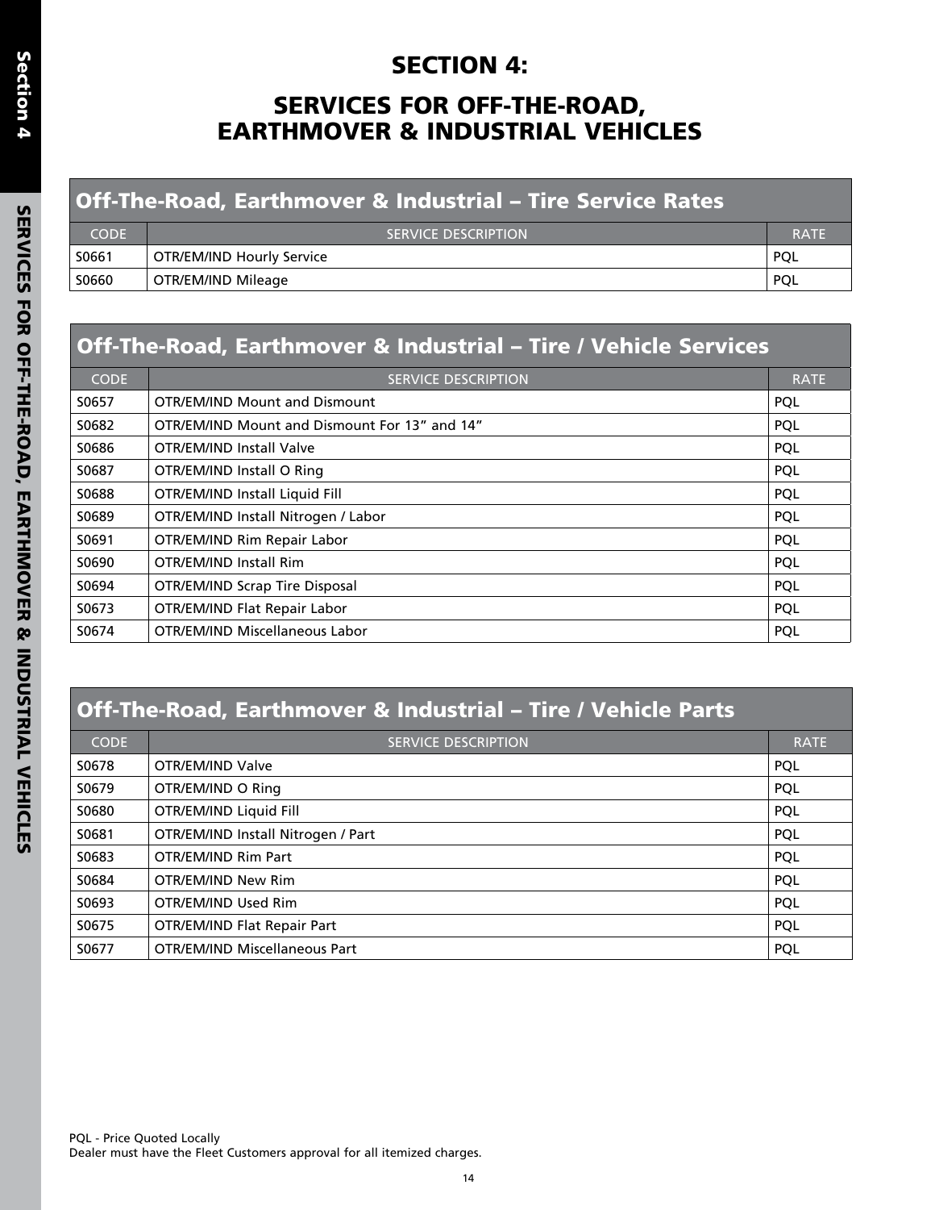# SECTION 4:

# SERVICES FOR OFF-THE-ROAD, EARTHMOVER & INDUSTRIAL VEHICLES

## Off-The-Road, Earthmover & Industrial – Tire Service Rates

| CODE | SERVICE DESCRIPTION | RATE |
|---|---|---|
| S0661 | OTR/EM/IND Hourly Service | PQL |
| S0660 | OTR/EM/IND Mileage | PQL |

## Off-The-Road, Earthmover & Industrial – Tire / Vehicle Services

| CODE | SERVICE DESCRIPTION | RATE |
|---|---|---|
| S0657 | OTR/EM/IND Mount and Dismount | PQL |
| S0682 | OTR/EM/IND Mount and Dismount For 13” and 14” | PQL |
| S0686 | OTR/EM/IND Install Valve | PQL |
| S0687 | OTR/EM/IND Install O Ring | PQL |
| S0688 | OTR/EM/IND Install Liquid Fill | PQL |
| S0689 | OTR/EM/IND Install Nitrogen / Labor | PQL |
| S0691 | OTR/EM/IND Rim Repair Labor | PQL |
| S0690 | OTR/EM/IND Install Rim | PQL |
| S0694 | OTR/EM/IND Scrap Tire Disposal | PQL |
| S0673 | OTR/EM/IND Flat Repair Labor | PQL |
| S0674 | OTR/EM/IND Miscellaneous Labor | PQL |

## Off-The-Road, Earthmover & Industrial – Tire / Vehicle Parts

| CODE | SERVICE DESCRIPTION | RATE |
|---|---|---|
| S0678 | OTR/EM/IND Valve | PQL |
| S0679 | OTR/EM/IND O Ring | PQL |
| S0680 | OTR/EM/IND Liquid Fill | PQL |
| S0681 | OTR/EM/IND Install Nitrogen / Part | PQL |
| S0683 | OTR/EM/IND Rim Part | PQL |
| S0684 | OTR/EM/IND New Rim | PQL |
| S0693 | OTR/EM/IND Used Rim | PQL |
| S0675 | OTR/EM/IND Flat Repair Part | PQL |
| S0677 | OTR/EM/IND Miscellaneous Part | PQL |

PQL - Price Quoted Locally
Dealer must have the Fleet Customers approval for all itemized charges.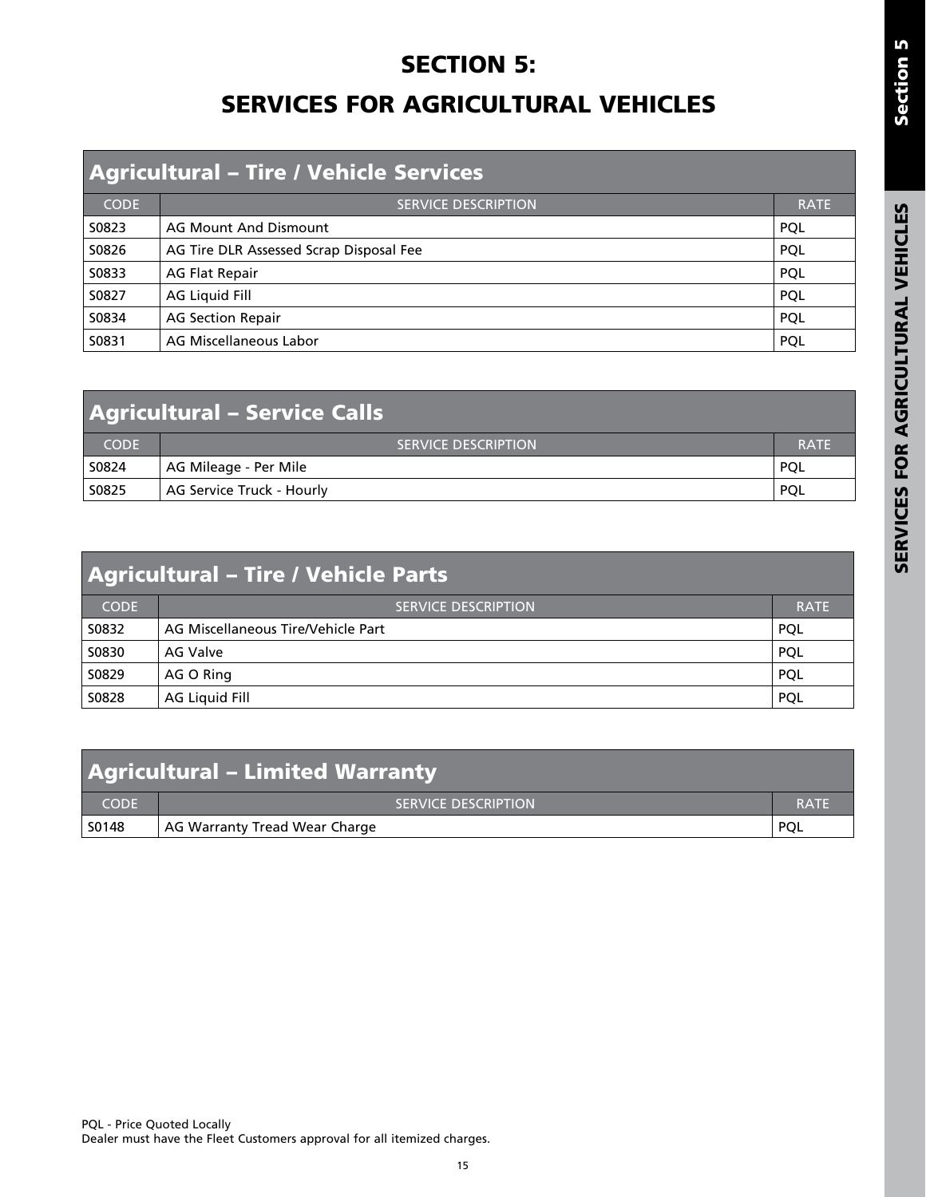# SECTION 5:

# SERVICES FOR AGRICULTURAL VEHICLES

## Agricultural – Tire / Vehicle Services

| CODE | SERVICE DESCRIPTION | RATE |
|---|---|---|
| S0823 | AG Mount And Dismount | PQL |
| S0826 | AG Tire DLR Assessed Scrap Disposal Fee | PQL |
| S0833 | AG Flat Repair | PQL |
| S0827 | AG Liquid Fill | PQL |
| S0834 | AG Section Repair | PQL |
| S0831 | AG Miscellaneous Labor | PQL |

## Agricultural – Service Calls

| CODE | SERVICE DESCRIPTION | RATE |
|---|---|---|
| S0824 | AG Mileage - Per Mile | PQL |
| S0825 | AG Service Truck - Hourly | PQL |

## Agricultural – Tire / Vehicle Parts

| CODE | SERVICE DESCRIPTION | RATE |
|---|---|---|
| S0832 | AG Miscellaneous Tire/Vehicle Part | PQL |
| S0830 | AG Valve | PQL |
| S0829 | AG O Ring | PQL |
| S0828 | AG Liquid Fill | PQL |

## Agricultural – Limited Warranty

| CODE | SERVICE DESCRIPTION | RATE |
|---|---|---|
| S0148 | AG Warranty Tread Wear Charge | PQL |

PQL - Price Quoted Locally
Dealer must have the Fleet Customers approval for all itemized charges.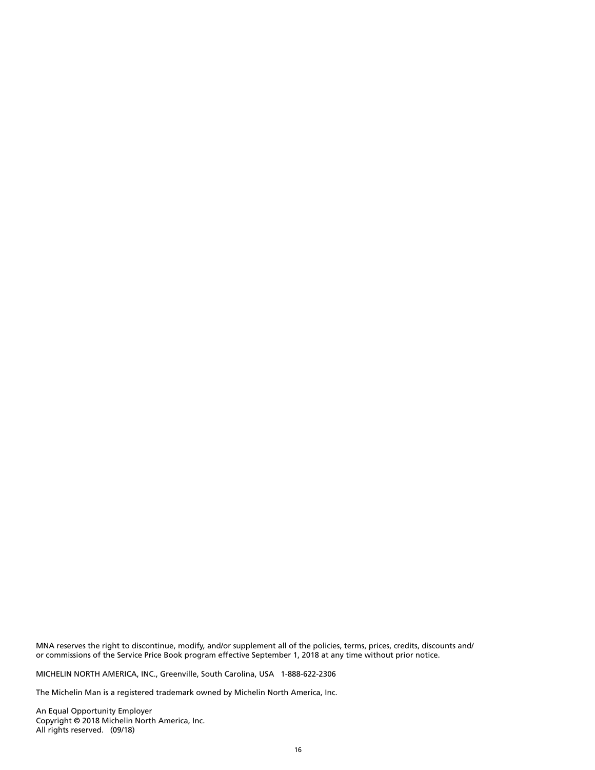MNA reserves the right to discontinue, modify, and/or supplement all of the policies, terms, prices, credits, discounts and/or commissions of the Service Price Book program effective September 1, 2018 at any time without prior notice.

MICHELIN NORTH AMERICA, INC., Greenville, South Carolina, USA 1-888-622-2306

The Michelin Man is a registered trademark owned by Michelin North America, Inc.

An Equal Opportunity Employer
Copyright © 2018 Michelin North America, Inc.
All rights reserved. (09/18)